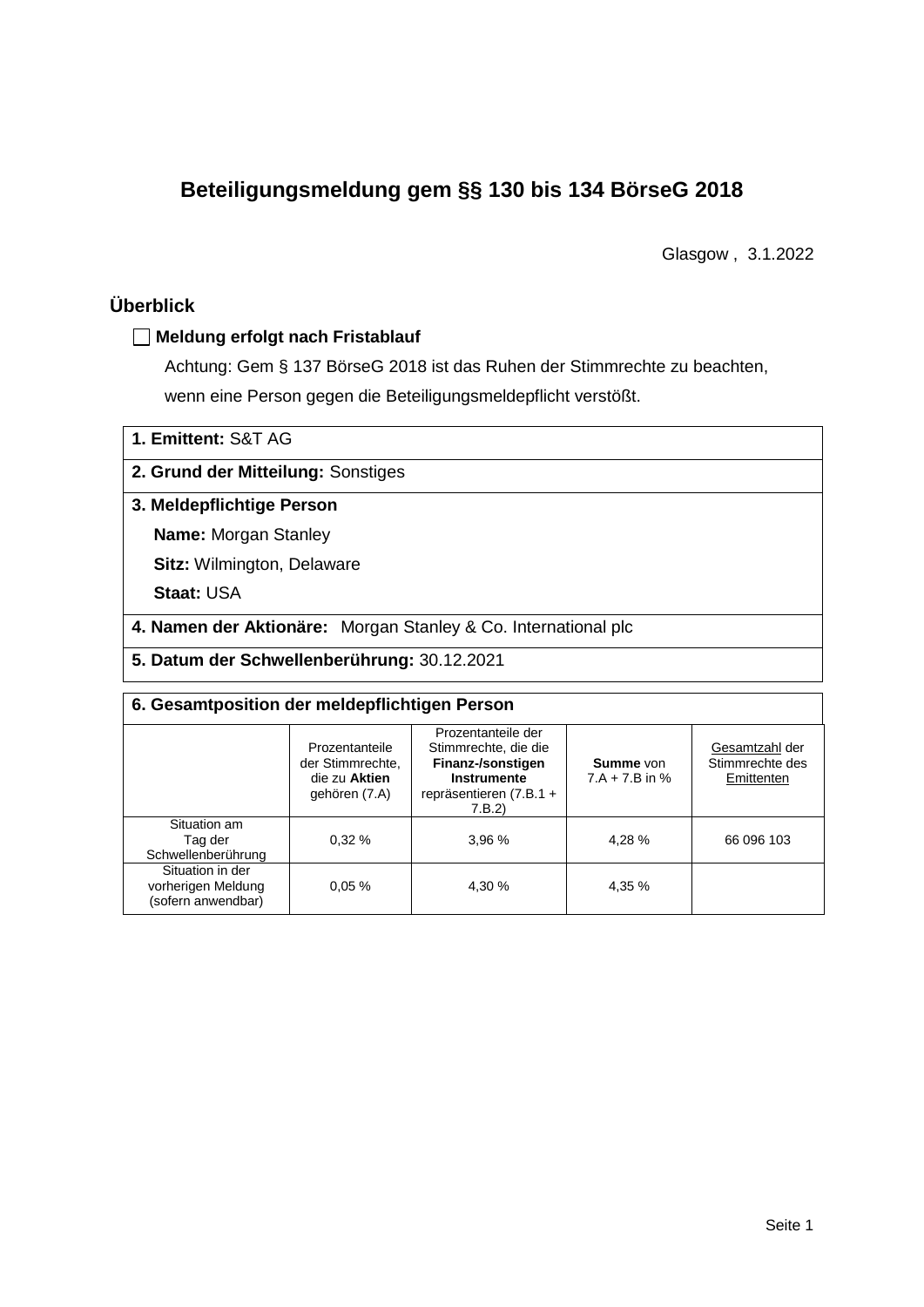# Beteiligungsmeldung gem §§ 130 bis 134 BörseG 2018

Glasgow , 3.1.2022

## Überblick

☐ **Meldung erfolgt nach Fristablauf**

Achtung: Gem § 137 BörseG 2018 ist das Ruhen der Stimmrechte zu beachten, wenn eine Person gegen die Beteiligungsmeldepflicht verstößt.

**1. Emittent:** S&T AG

**2. Grund der Mitteilung:** Sonstiges

**3. Meldepflichtige Person**

**Name:** Morgan Stanley

**Sitz:** Wilmington, Delaware

**Staat:** USA

**4. Namen der Aktionäre:** Morgan Stanley & Co. International plc

**5. Datum der Schwellenberührung:** 30.12.2021

**6. Gesamtposition der meldepflichtigen Person**

| | Prozentanteile der Stimmrechte, die zu **Aktien** gehören (7.A) | Prozentanteile der Stimmrechte, die die **Finanz-/sonstigen Instrumente** repräsentieren (7.B.1 + 7.B.2) | **Summe** von 7.A + 7.B in % | Gesamtzahl der Stimmrechte des Emittenten |
|---|---|---|---|---|
| Situation am Tag der Schwellenberührung | 0,32 % | 3,96 % | 4,28 % | 66 096 103 |
| Situation in der vorherigen Meldung (sofern anwendbar) | 0,05 % | 4,30 % | 4,35 % | |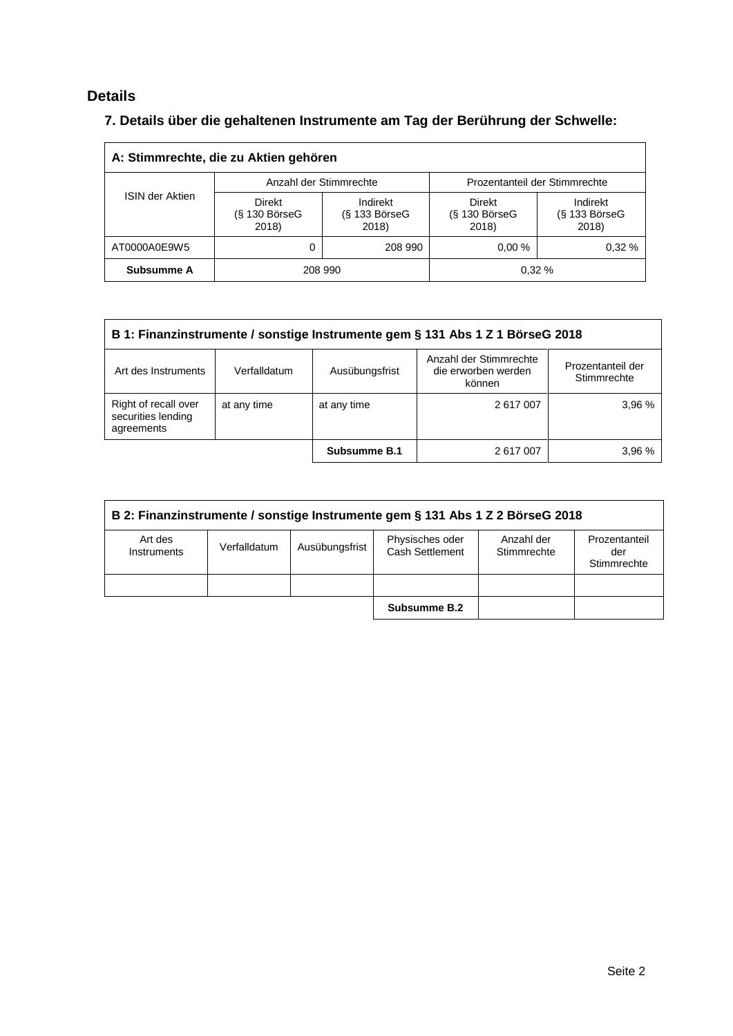## Details

### 7. Details über die gehaltenen Instrumente am Tag der Berührung der Schwelle:

| A: Stimmrechte, die zu Aktien gehören | | | | |
|---|---|---|---|---|
| ISIN der Aktien | Anzahl der Stimmrechte | | Prozentanteil der Stimmrechte | |
| | Direkt (§ 130 BörseG 2018) | Indirekt (§ 133 BörseG 2018) | Direkt (§ 130 BörseG 2018) | Indirekt (§ 133 BörseG 2018) |
| AT0000A0E9W5 | 0 | 208 990 | 0,00 % | 0,32 % |
| **Subsumme A** | 208 990 | | 0,32 % | |

| B 1: Finanzinstrumente / sonstige Instrumente gem § 131 Abs 1 Z 1 BörseG 2018 | | | | |
|---|---|---|---|---|
| Art des Instruments | Verfalldatum | Ausübungsfrist | Anzahl der Stimmrechte die erworben werden können | Prozentanteil der Stimmrechte |
| Right of recall over securities lending agreements | at any time | at any time | 2 617 007 | 3,96 % |
| | | **Subsumme B.1** | 2 617 007 | 3,96 % |

| B 2: Finanzinstrumente / sonstige Instrumente gem § 131 Abs 1 Z 2 BörseG 2018 | | | | | |
|---|---|---|---|---|---|
| Art des Instruments | Verfalldatum | Ausübungsfrist | Physisches oder Cash Settlement | Anzahl der Stimmrechte | Prozentanteil der Stimmrechte |
| | | | | | |
| | | | **Subsumme B.2** | | |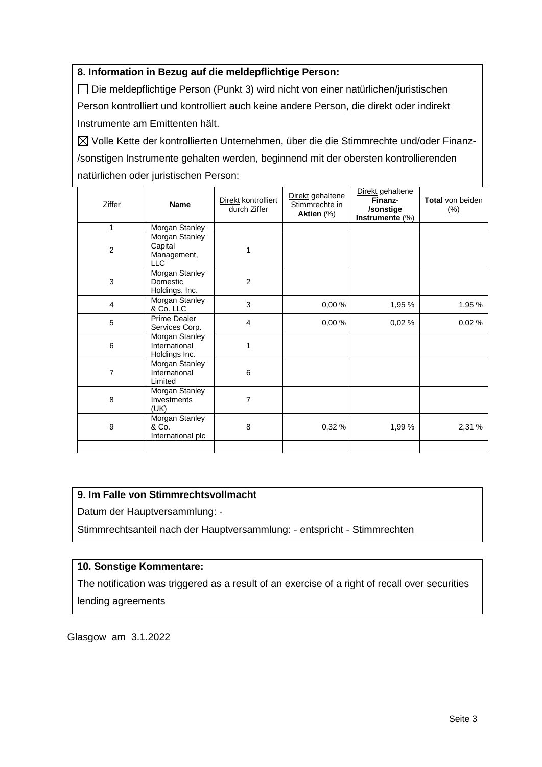### 8. Information in Bezug auf die meldepflichtige Person:

☐ Die meldepflichtige Person (Punkt 3) wird nicht von einer natürlichen/juristischen Person kontrolliert und kontrolliert auch keine andere Person, die direkt oder indirekt Instrumente am Emittenten hält.

☒ Volle Kette der kontrollierten Unternehmen, über die die Stimmrechte und/oder Finanz-/sonstigen Instrumente gehalten werden, beginnend mit der obersten kontrollierenden natürlichen oder juristischen Person:

| Ziffer | Name | Direkt kontrolliert durch Ziffer | Direkt gehaltene Stimmrechte in **Aktien** (%) | Direkt gehaltene **Finanz-/sonstige Instrumente** (%) | **Total** von beiden (%) |
|---|---|---|---|---|---|
| 1 | Morgan Stanley | | | | |
| 2 | Morgan Stanley Capital Management, LLC | 1 | | | |
| 3 | Morgan Stanley Domestic Holdings, Inc. | 2 | | | |
| 4 | Morgan Stanley & Co. LLC | 3 | 0,00 % | 1,95 % | 1,95 % |
| 5 | Prime Dealer Services Corp. | 4 | 0,00 % | 0,02 % | 0,02 % |
| 6 | Morgan Stanley International Holdings Inc. | 1 | | | |
| 7 | Morgan Stanley International Limited | 6 | | | |
| 8 | Morgan Stanley Investments (UK) | 7 | | | |
| 9 | Morgan Stanley & Co. International plc | 8 | 0,32 % | 1,99 % | 2,31 % |
| | | | | | |

### 9. Im Falle von Stimmrechtsvollmacht

Datum der Hauptversammlung: -

Stimmrechtsanteil nach der Hauptversammlung: - entspricht - Stimmrechten

### 10. Sonstige Kommentare:

The notification was triggered as a result of an exercise of a right of recall over securities lending agreements

Glasgow am 3.1.2022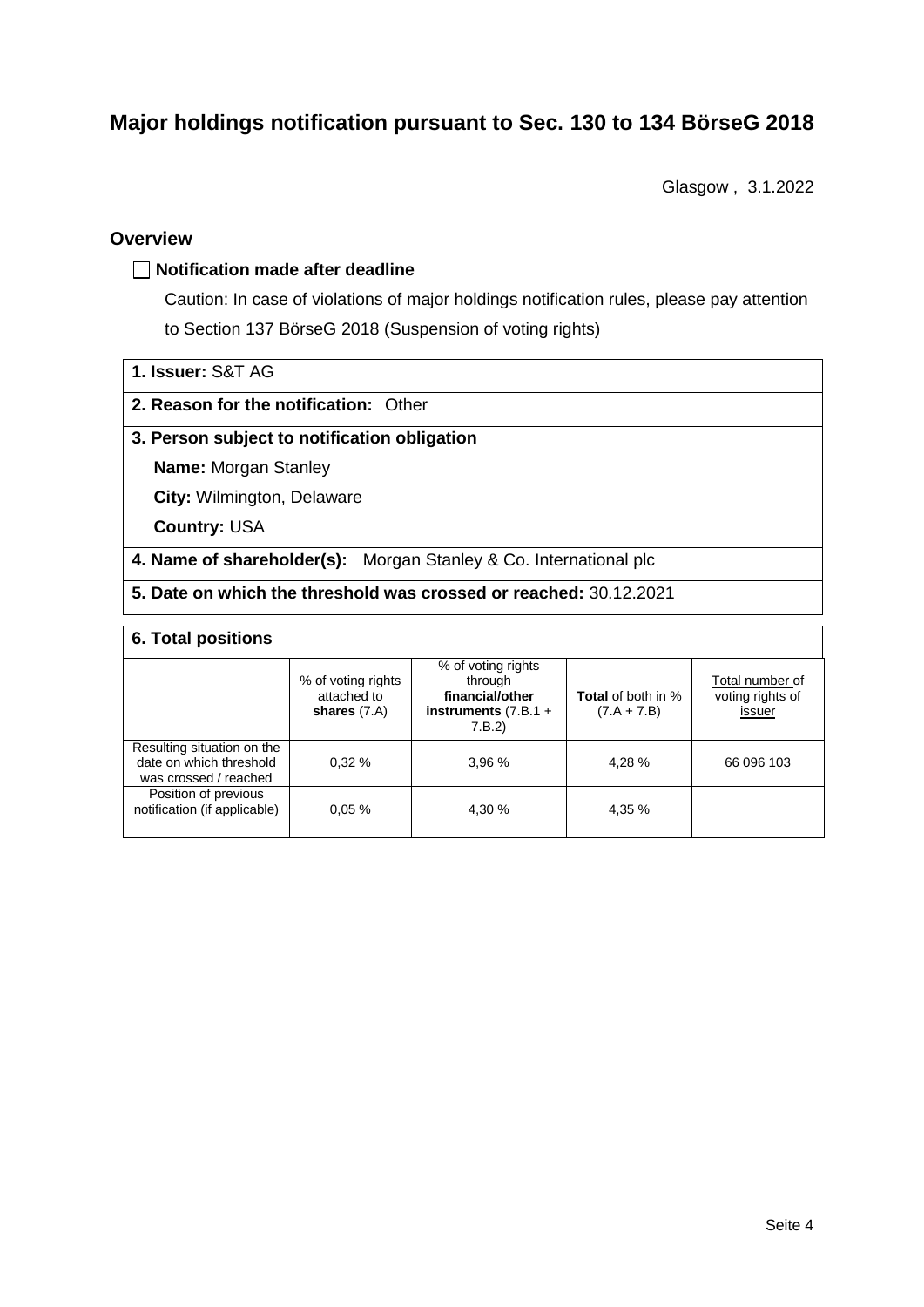# Major holdings notification pursuant to Sec. 130 to 134 BörseG 2018

Glasgow , 3.1.2022

## Overview

☐ **Notification made after deadline**

Caution: In case of violations of major holdings notification rules, please pay attention to Section 137 BörseG 2018 (Suspension of voting rights)

**1. Issuer:** S&T AG

**2. Reason for the notification:** Other

**3. Person subject to notification obligation**

**Name:** Morgan Stanley

**City:** Wilmington, Delaware

**Country:** USA

**4. Name of shareholder(s):** Morgan Stanley & Co. International plc

**5. Date on which the threshold was crossed or reached:** 30.12.2021

**6. Total positions**

| | % of voting rights attached to **shares** (7.A) | % of voting rights through **financial/other instruments** (7.B.1 + 7.B.2) | **Total** of both in % (7.A + 7.B) | Total number of voting rights of issuer |
|---|---|---|---|---|
| Resulting situation on the date on which threshold was crossed / reached | 0,32 % | 3,96 % | 4,28 % | 66 096 103 |
| Position of previous notification (if applicable) | 0,05 % | 4,30 % | 4,35 % | |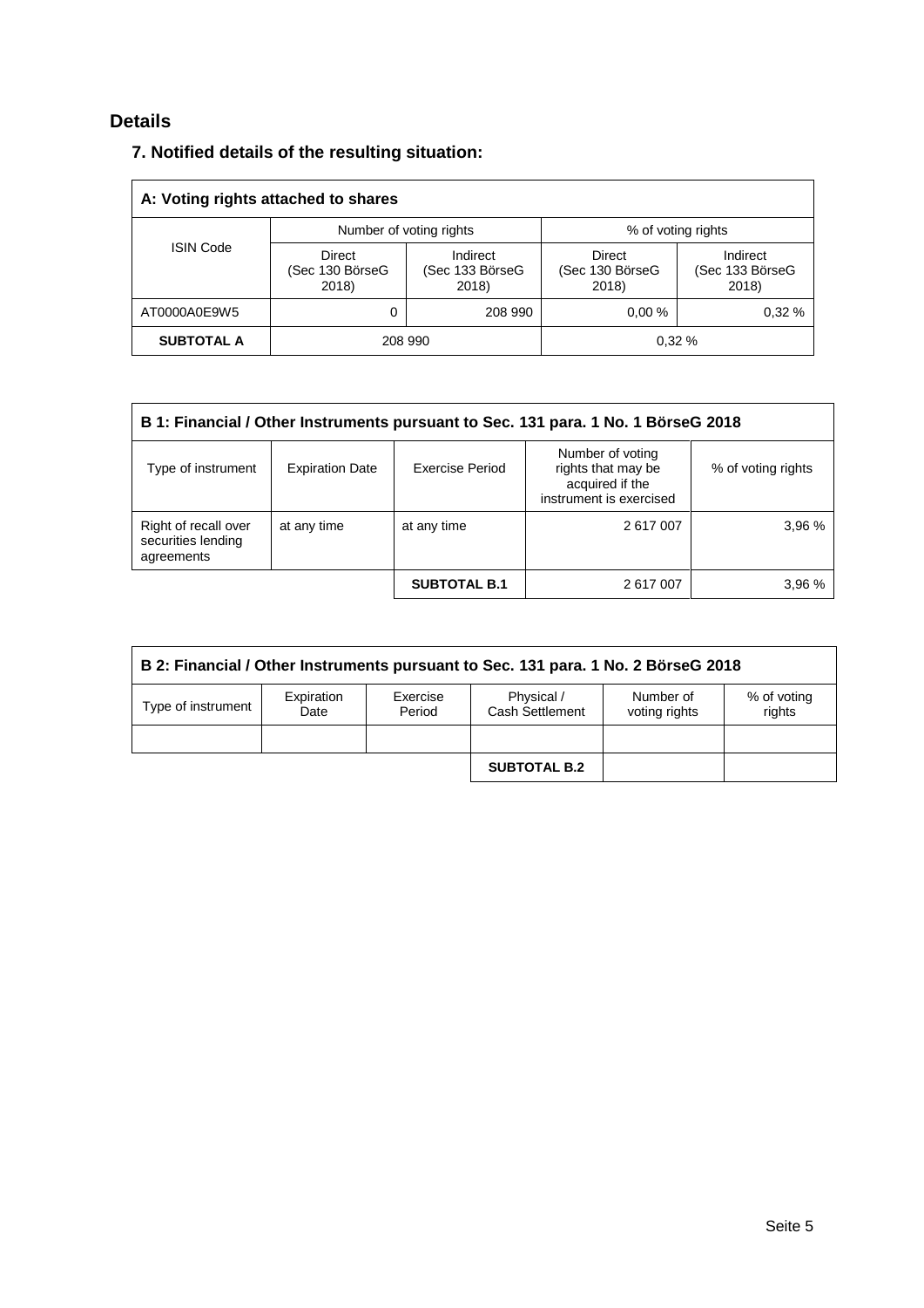## Details

### 7. Notified details of the resulting situation:

| A: Voting rights attached to shares | | | | |
|---|---|---|---|---|
| ISIN Code | Number of voting rights | | % of voting rights | |
| | Direct (Sec 130 BörseG 2018) | Indirect (Sec 133 BörseG 2018) | Direct (Sec 130 BörseG 2018) | Indirect (Sec 133 BörseG 2018) |
| AT0000A0E9W5 | 0 | 208 990 | 0,00 % | 0,32 % |
| **SUBTOTAL A** | 208 990 | | 0,32 % | |

| B 1: Financial / Other Instruments pursuant to Sec. 131 para. 1 No. 1 BörseG 2018 | | | | |
|---|---|---|---|---|
| Type of instrument | Expiration Date | Exercise Period | Number of voting rights that may be acquired if the instrument is exercised | % of voting rights |
| Right of recall over securities lending agreements | at any time | at any time | 2 617 007 | 3,96 % |
| | | **SUBTOTAL B.1** | 2 617 007 | 3,96 % |

| B 2: Financial / Other Instruments pursuant to Sec. 131 para. 1 No. 2 BörseG 2018 | | | | | |
|---|---|---|---|---|---|
| Type of instrument | Expiration Date | Exercise Period | Physical / Cash Settlement | Number of voting rights | % of voting rights |
| | | | | | |
| | | | **SUBTOTAL B.2** | | |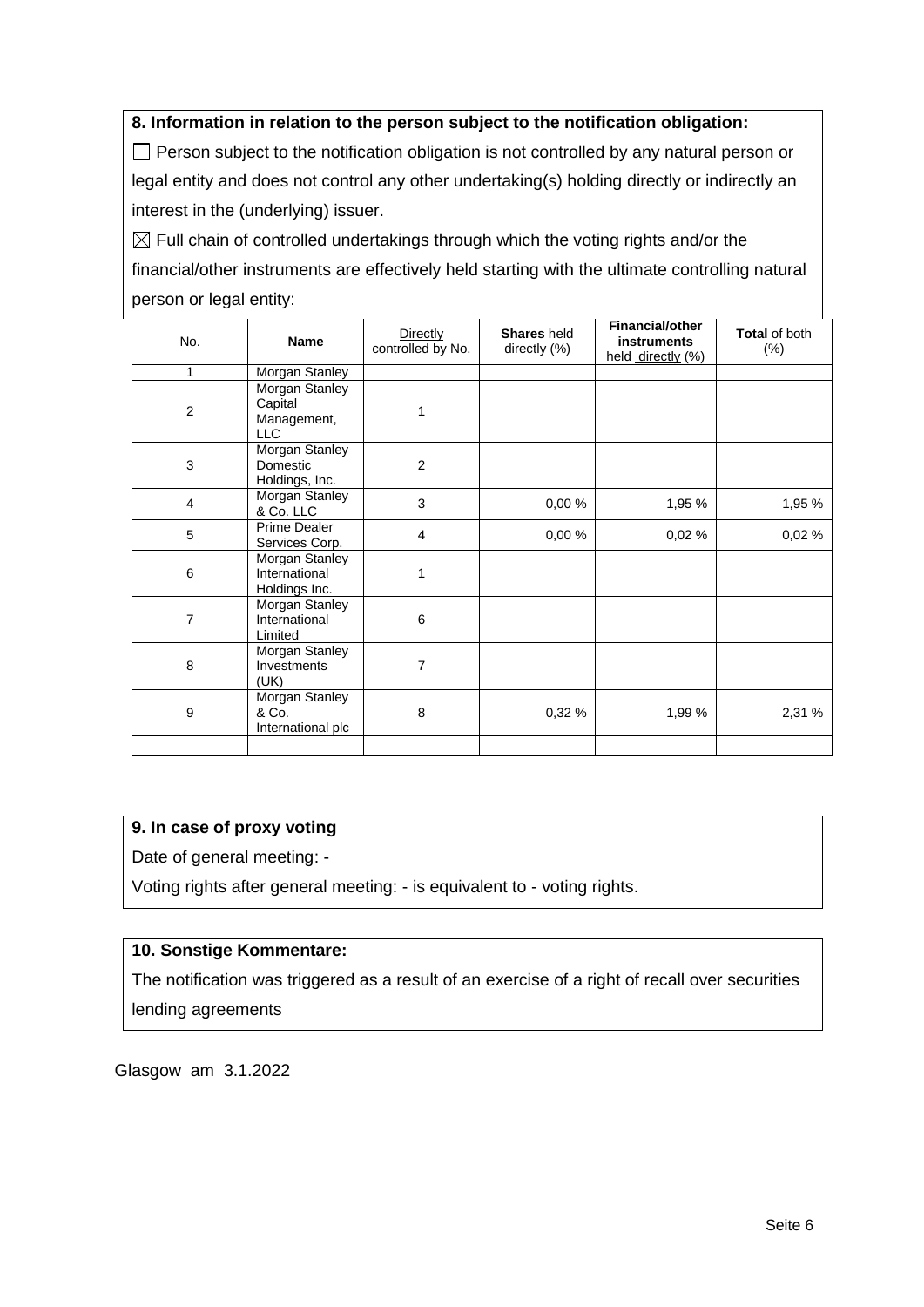**8. Information in relation to the person subject to the notification obligation:**

☐ Person subject to the notification obligation is not controlled by any natural person or legal entity and does not control any other undertaking(s) holding directly or indirectly an interest in the (underlying) issuer.

☒ Full chain of controlled undertakings through which the voting rights and/or the financial/other instruments are effectively held starting with the ultimate controlling natural person or legal entity:

| No. | Name | Directly controlled by No. | Shares held directly (%) | Financial/other instruments held directly (%) | Total of both (%) |
|---|---|---|---|---|---|
| 1 | Morgan Stanley | | | | |
| 2 | Morgan Stanley Capital Management, LLC | 1 | | | |
| 3 | Morgan Stanley Domestic Holdings, Inc. | 2 | | | |
| 4 | Morgan Stanley & Co. LLC | 3 | 0,00 % | 1,95 % | 1,95 % |
| 5 | Prime Dealer Services Corp. | 4 | 0,00 % | 0,02 % | 0,02 % |
| 6 | Morgan Stanley International Holdings Inc. | 1 | | | |
| 7 | Morgan Stanley International Limited | 6 | | | |
| 8 | Morgan Stanley Investments (UK) | 7 | | | |
| 9 | Morgan Stanley & Co. International plc | 8 | 0,32 % | 1,99 % | 2,31 % |
| | | | | | |

**9. In case of proxy voting**

Date of general meeting: -

Voting rights after general meeting: - is equivalent to - voting rights.

**10. Sonstige Kommentare:**

The notification was triggered as a result of an exercise of a right of recall over securities lending agreements

Glasgow am 3.1.2022